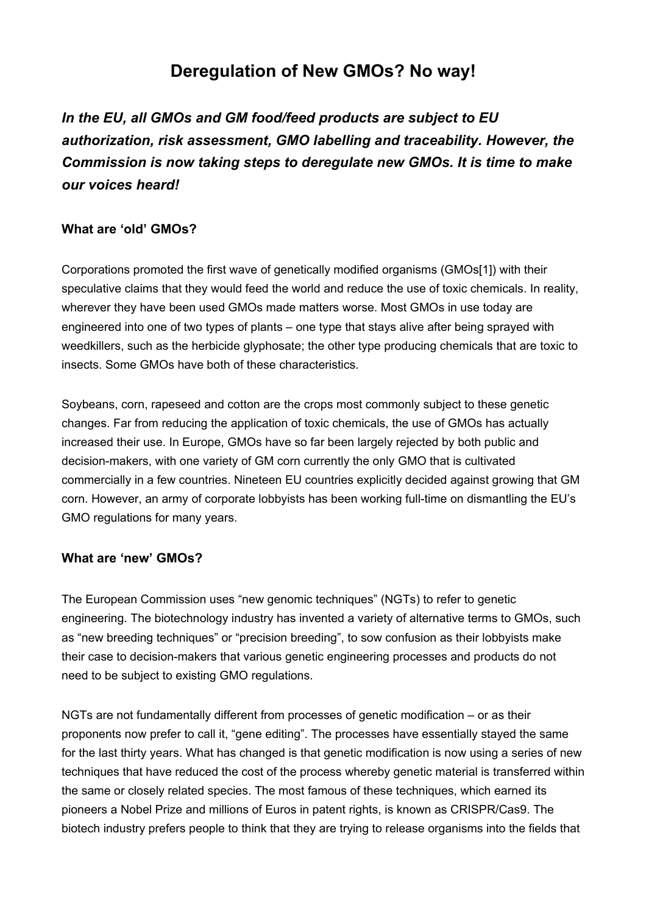# Deregulation of New GMOs? No way!

***In the EU, all GMOs and GM food/feed products are subject to EU authorization, risk assessment, GMO labelling and traceability. However, the Commission is now taking steps to deregulate new GMOs. It is time to make our voices heard!***

### What are 'old' GMOs?

Corporations promoted the first wave of genetically modified organisms (GMOs[1]) with their speculative claims that they would feed the world and reduce the use of toxic chemicals. In reality, wherever they have been used GMOs made matters worse. Most GMOs in use today are engineered into one of two types of plants – one type that stays alive after being sprayed with weedkillers, such as the herbicide glyphosate; the other type producing chemicals that are toxic to insects. Some GMOs have both of these characteristics.

Soybeans, corn, rapeseed and cotton are the crops most commonly subject to these genetic changes. Far from reducing the application of toxic chemicals, the use of GMOs has actually increased their use. In Europe, GMOs have so far been largely rejected by both public and decision-makers, with one variety of GM corn currently the only GMO that is cultivated commercially in a few countries. Nineteen EU countries explicitly decided against growing that GM corn. However, an army of corporate lobbyists has been working full-time on dismantling the EU's GMO regulations for many years.

### What are 'new' GMOs?

The European Commission uses "new genomic techniques" (NGTs) to refer to genetic engineering. The biotechnology industry has invented a variety of alternative terms to GMOs, such as "new breeding techniques" or "precision breeding", to sow confusion as their lobbyists make their case to decision-makers that various genetic engineering processes and products do not need to be subject to existing GMO regulations.

NGTs are not fundamentally different from processes of genetic modification – or as their proponents now prefer to call it, "gene editing". The processes have essentially stayed the same for the last thirty years. What has changed is that genetic modification is now using a series of new techniques that have reduced the cost of the process whereby genetic material is transferred within the same or closely related species. The most famous of these techniques, which earned its pioneers a Nobel Prize and millions of Euros in patent rights, is known as CRISPR/Cas9. The biotech industry prefers people to think that they are trying to release organisms into the fields that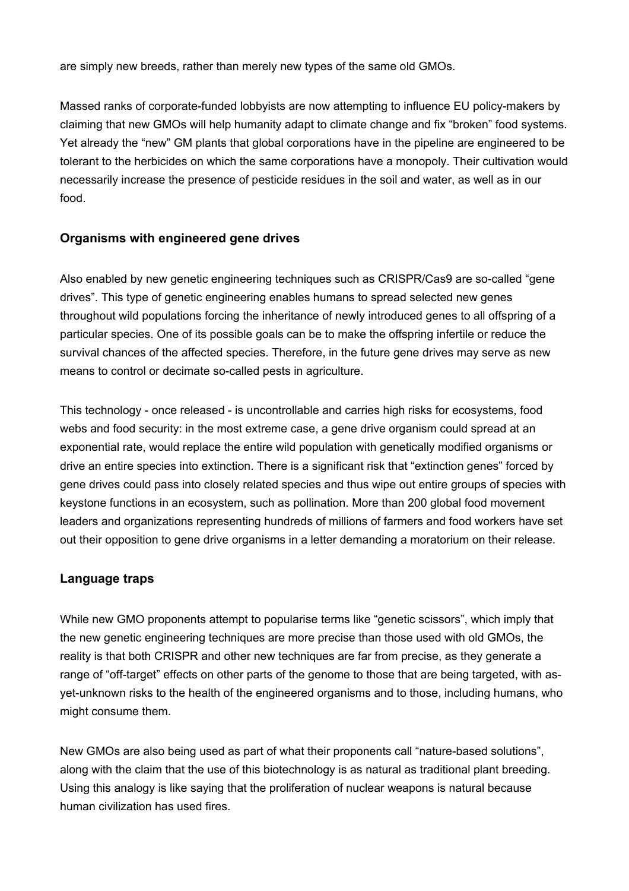are simply new breeds, rather than merely new types of the same old GMOs.

Massed ranks of corporate-funded lobbyists are now attempting to influence EU policy-makers by claiming that new GMOs will help humanity adapt to climate change and fix "broken" food systems. Yet already the "new" GM plants that global corporations have in the pipeline are engineered to be tolerant to the herbicides on which the same corporations have a monopoly. Their cultivation would necessarily increase the presence of pesticide residues in the soil and water, as well as in our food.

### Organisms with engineered gene drives

Also enabled by new genetic engineering techniques such as CRISPR/Cas9 are so-called "gene drives". This type of genetic engineering enables humans to spread selected new genes throughout wild populations forcing the inheritance of newly introduced genes to all offspring of a particular species. One of its possible goals can be to make the offspring infertile or reduce the survival chances of the affected species. Therefore, in the future gene drives may serve as new means to control or decimate so-called pests in agriculture.

This technology - once released - is uncontrollable and carries high risks for ecosystems, food webs and food security: in the most extreme case, a gene drive organism could spread at an exponential rate, would replace the entire wild population with genetically modified organisms or drive an entire species into extinction. There is a significant risk that "extinction genes" forced by gene drives could pass into closely related species and thus wipe out entire groups of species with keystone functions in an ecosystem, such as pollination. More than 200 global food movement leaders and organizations representing hundreds of millions of farmers and food workers have set out their opposition to gene drive organisms in a letter demanding a moratorium on their release.

### Language traps

While new GMO proponents attempt to popularise terms like "genetic scissors", which imply that the new genetic engineering techniques are more precise than those used with old GMOs, the reality is that both CRISPR and other new techniques are far from precise, as they generate a range of "off-target" effects on other parts of the genome to those that are being targeted, with as-yet-unknown risks to the health of the engineered organisms and to those, including humans, who might consume them.

New GMOs are also being used as part of what their proponents call "nature-based solutions", along with the claim that the use of this biotechnology is as natural as traditional plant breeding. Using this analogy is like saying that the proliferation of nuclear weapons is natural because human civilization has used fires.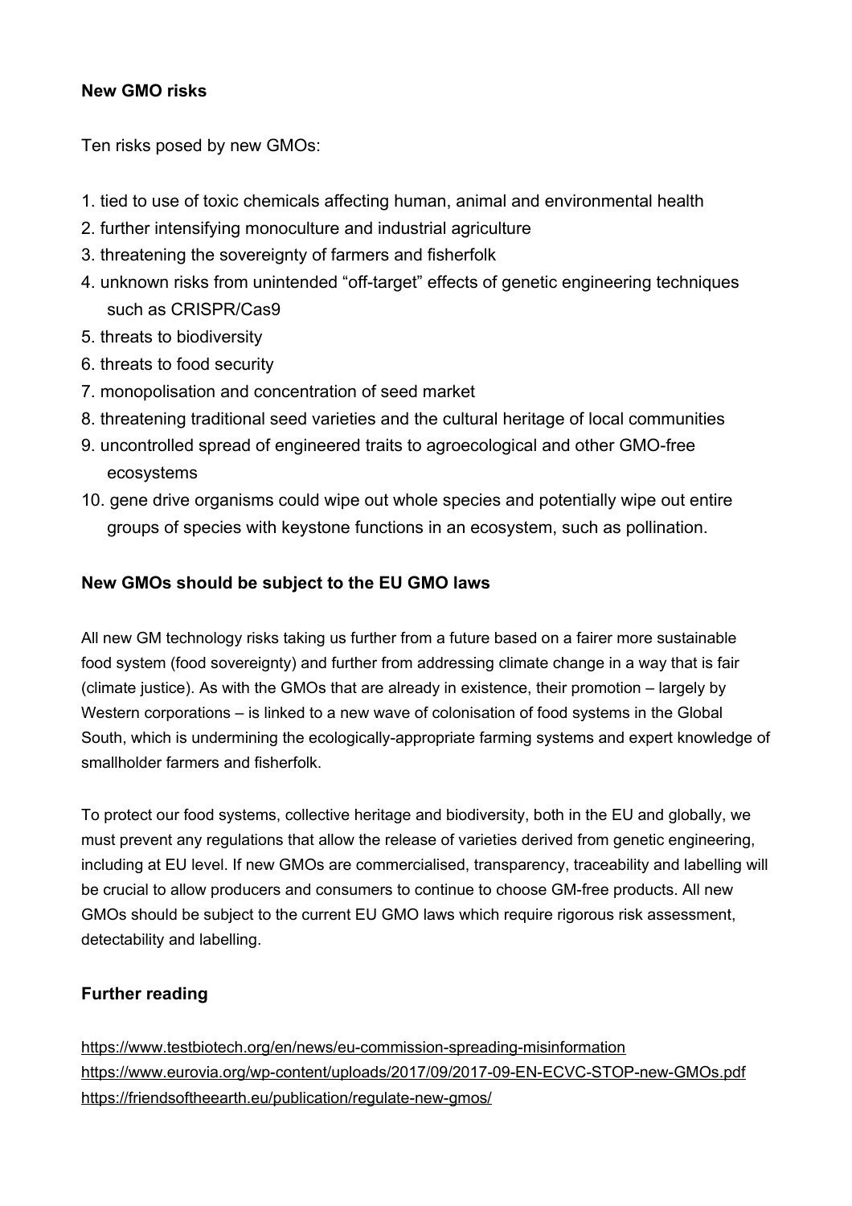## New GMO risks

Ten risks posed by new GMOs:

1. tied to use of toxic chemicals affecting human, animal and environmental health
2. further intensifying monoculture and industrial agriculture
3. threatening the sovereignty of farmers and fisherfolk
4. unknown risks from unintended "off-target" effects of genetic engineering techniques such as CRISPR/Cas9
5. threats to biodiversity
6. threats to food security
7. monopolisation and concentration of seed market
8. threatening traditional seed varieties and the cultural heritage of local communities
9. uncontrolled spread of engineered traits to agroecological and other GMO-free ecosystems
10. gene drive organisms could wipe out whole species and potentially wipe out entire groups of species with keystone functions in an ecosystem, such as pollination.

## New GMOs should be subject to the EU GMO laws

All new GM technology risks taking us further from a future based on a fairer more sustainable food system (food sovereignty) and further from addressing climate change in a way that is fair (climate justice). As with the GMOs that are already in existence, their promotion – largely by Western corporations – is linked to a new wave of colonisation of food systems in the Global South, which is undermining the ecologically-appropriate farming systems and expert knowledge of smallholder farmers and fisherfolk.

To protect our food systems, collective heritage and biodiversity, both in the EU and globally, we must prevent any regulations that allow the release of varieties derived from genetic engineering, including at EU level. If new GMOs are commercialised, transparency, traceability and labelling will be crucial to allow producers and consumers to continue to choose GM-free products. All new GMOs should be subject to the current EU GMO laws which require rigorous risk assessment, detectability and labelling.

## Further reading

https://www.testbiotech.org/en/news/eu-commission-spreading-misinformation
https://www.eurovia.org/wp-content/uploads/2017/09/2017-09-EN-ECVC-STOP-new-GMOs.pdf
https://friendsoftheearth.eu/publication/regulate-new-gmos/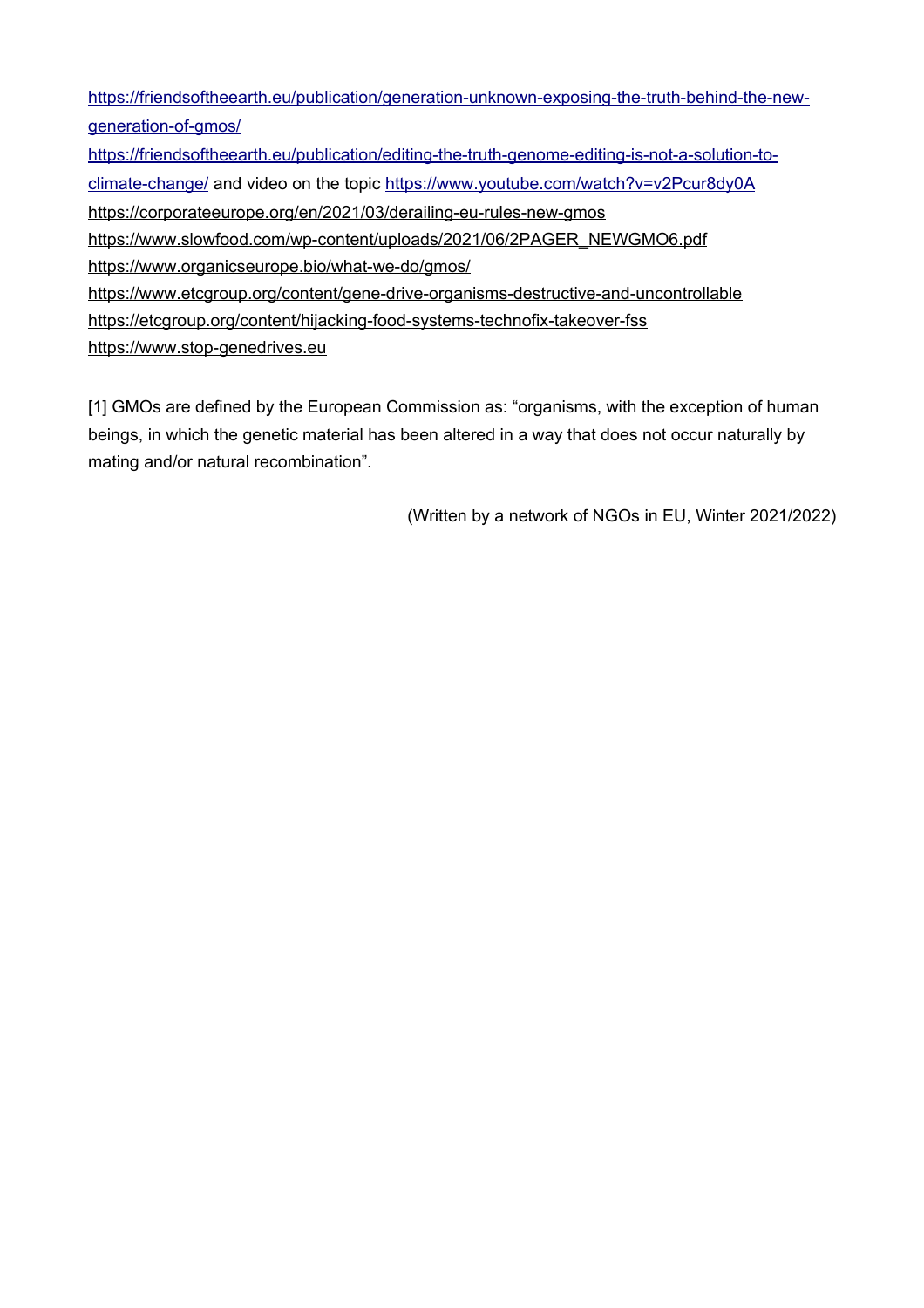https://friendsoftheearth.eu/publication/generation-unknown-exposing-the-truth-behind-the-new-generation-of-gmos/

https://friendsoftheearth.eu/publication/editing-the-truth-genome-editing-is-not-a-solution-to-climate-change/ and video on the topic https://www.youtube.com/watch?v=v2Pcur8dy0A

https://corporateeurope.org/en/2021/03/derailing-eu-rules-new-gmos

https://www.slowfood.com/wp-content/uploads/2021/06/2PAGER_NEWGMO6.pdf

https://www.organicseurope.bio/what-we-do/gmos/

https://www.etcgroup.org/content/gene-drive-organisms-destructive-and-uncontrollable

https://etcgroup.org/content/hijacking-food-systems-technofix-takeover-fss

https://www.stop-genedrives.eu

[1] GMOs are defined by the European Commission as: "organisms, with the exception of human beings, in which the genetic material has been altered in a way that does not occur naturally by mating and/or natural recombination".

(Written by a network of NGOs in EU, Winter 2021/2022)